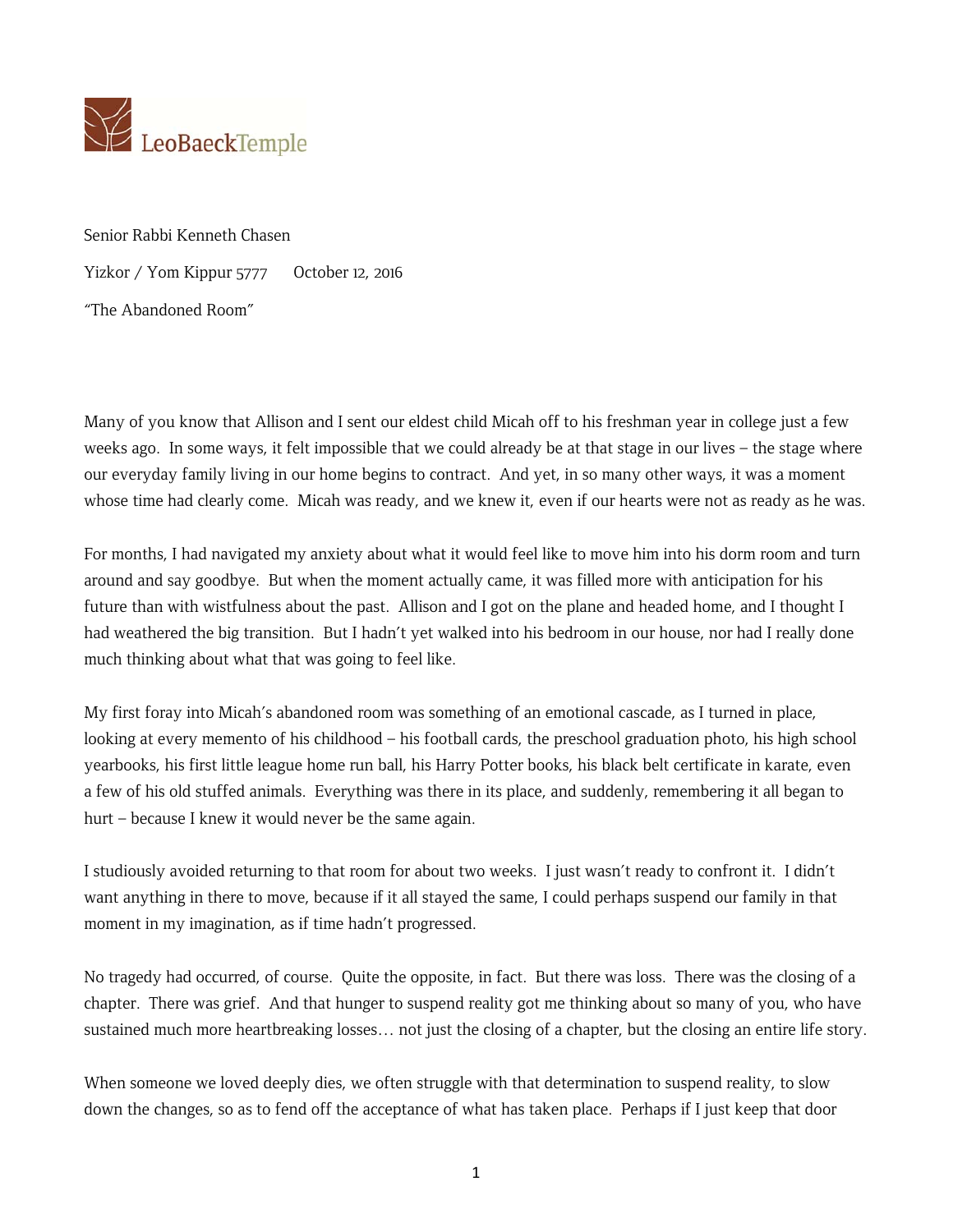LeoBaeckTemple

Senior Rabbi Kenneth Chasen

Yizkor / Yom Kippur 5777 October 12, 2016

"The Abandoned Room"

Many of you know that Allison and I sent our eldest child Micah off to his freshman year in college just a few weeks ago. In some ways, it felt impossible that we could already be at that stage in our lives – the stage where our everyday family living in our home begins to contract. And yet, in so many other ways, it was a moment whose time had clearly come. Micah was ready, and we knew it, even if our hearts were not as ready as he was.

For months, I had navigated my anxiety about what it would feel like to move him into his dorm room and turn around and say goodbye. But when the moment actually came, it was filled more with anticipation for his future than with wistfulness about the past. Allison and I got on the plane and headed home, and I thought I had weathered the big transition. But I hadn't yet walked into his bedroom in our house, nor had I really done much thinking about what that was going to feel like.

My first foray into Micah's abandoned room was something of an emotional cascade, as I turned in place, looking at every memento of his childhood – his football cards, the preschool graduation photo, his high school yearbooks, his first little league home run ball, his Harry Potter books, his black belt certificate in karate, even a few of his old stuffed animals. Everything was there in its place, and suddenly, remembering it all began to hurt – because I knew it would never be the same again.

I studiously avoided returning to that room for about two weeks. I just wasn't ready to confront it. I didn't want anything in there to move, because if it all stayed the same, I could perhaps suspend our family in that moment in my imagination, as if time hadn't progressed.

No tragedy had occurred, of course. Quite the opposite, in fact. But there was loss. There was the closing of a chapter. There was grief. And that hunger to suspend reality got me thinking about so many of you, who have sustained much more heartbreaking losses… not just the closing of a chapter, but the closing an entire life story.

When someone we loved deeply dies, we often struggle with that determination to suspend reality, to slow down the changes, so as to fend off the acceptance of what has taken place. Perhaps if I just keep that door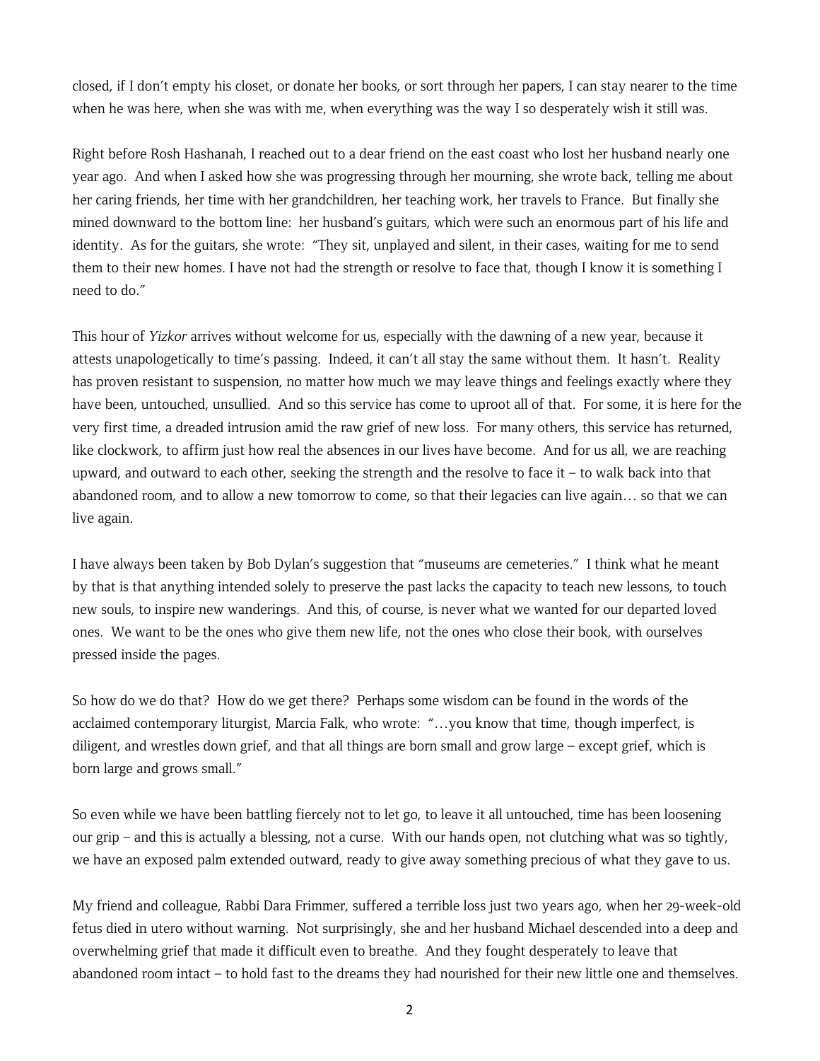closed, if I don't empty his closet, or donate her books, or sort through her papers, I can stay nearer to the time when he was here, when she was with me, when everything was the way I so desperately wish it still was.

Right before Rosh Hashanah, I reached out to a dear friend on the east coast who lost her husband nearly one year ago. And when I asked how she was progressing through her mourning, she wrote back, telling me about her caring friends, her time with her grandchildren, her teaching work, her travels to France. But finally she mined downward to the bottom line: her husband's guitars, which were such an enormous part of his life and identity. As for the guitars, she wrote: "They sit, unplayed and silent, in their cases, waiting for me to send them to their new homes. I have not had the strength or resolve to face that, though I know it is something I need to do."

This hour of *Yizkor* arrives without welcome for us, especially with the dawning of a new year, because it attests unapologetically to time's passing. Indeed, it can't all stay the same without them. It hasn't. Reality has proven resistant to suspension, no matter how much we may leave things and feelings exactly where they have been, untouched, unsullied. And so this service has come to uproot all of that. For some, it is here for the very first time, a dreaded intrusion amid the raw grief of new loss. For many others, this service has returned, like clockwork, to affirm just how real the absences in our lives have become. And for us all, we are reaching upward, and outward to each other, seeking the strength and the resolve to face it – to walk back into that abandoned room, and to allow a new tomorrow to come, so that their legacies can live again… so that we can live again.

I have always been taken by Bob Dylan's suggestion that "museums are cemeteries." I think what he meant by that is that anything intended solely to preserve the past lacks the capacity to teach new lessons, to touch new souls, to inspire new wanderings. And this, of course, is never what we wanted for our departed loved ones. We want to be the ones who give them new life, not the ones who close their book, with ourselves pressed inside the pages.

So how do we do that? How do we get there? Perhaps some wisdom can be found in the words of the acclaimed contemporary liturgist, Marcia Falk, who wrote: "…you know that time, though imperfect, is diligent, and wrestles down grief, and that all things are born small and grow large – except grief, which is born large and grows small."

So even while we have been battling fiercely not to let go, to leave it all untouched, time has been loosening our grip – and this is actually a blessing, not a curse. With our hands open, not clutching what was so tightly, we have an exposed palm extended outward, ready to give away something precious of what they gave to us.

My friend and colleague, Rabbi Dara Frimmer, suffered a terrible loss just two years ago, when her 29-week-old fetus died in utero without warning. Not surprisingly, she and her husband Michael descended into a deep and overwhelming grief that made it difficult even to breathe. And they fought desperately to leave that abandoned room intact – to hold fast to the dreams they had nourished for their new little one and themselves.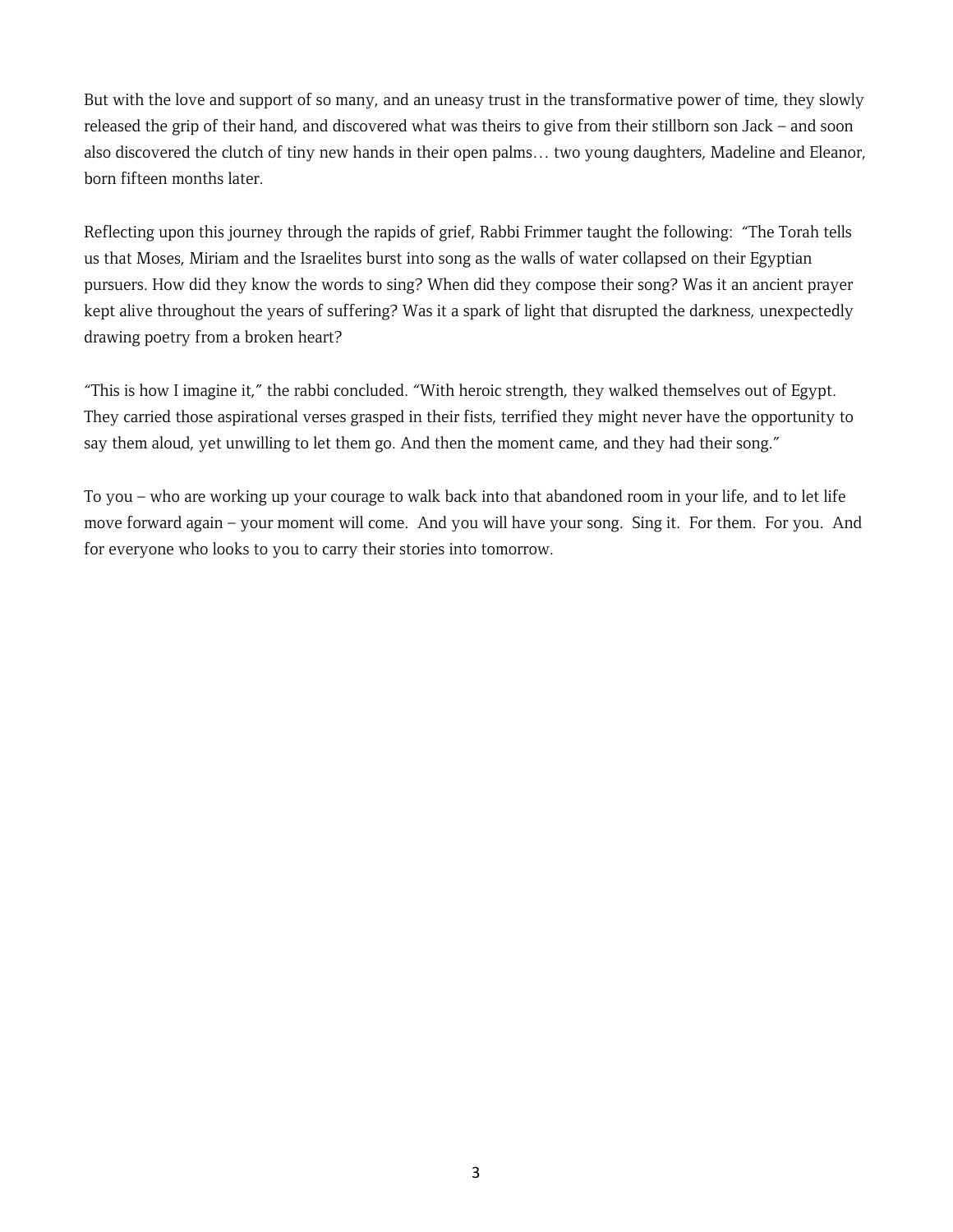But with the love and support of so many, and an uneasy trust in the transformative power of time, they slowly released the grip of their hand, and discovered what was theirs to give from their stillborn son Jack – and soon also discovered the clutch of tiny new hands in their open palms… two young daughters, Madeline and Eleanor, born fifteen months later.

Reflecting upon this journey through the rapids of grief, Rabbi Frimmer taught the following: "The Torah tells us that Moses, Miriam and the Israelites burst into song as the walls of water collapsed on their Egyptian pursuers. How did they know the words to sing? When did they compose their song? Was it an ancient prayer kept alive throughout the years of suffering? Was it a spark of light that disrupted the darkness, unexpectedly drawing poetry from a broken heart?

"This is how I imagine it," the rabbi concluded. "With heroic strength, they walked themselves out of Egypt. They carried those aspirational verses grasped in their fists, terrified they might never have the opportunity to say them aloud, yet unwilling to let them go. And then the moment came, and they had their song."

To you – who are working up your courage to walk back into that abandoned room in your life, and to let life move forward again – your moment will come. And you will have your song. Sing it. For them. For you. And for everyone who looks to you to carry their stories into tomorrow.